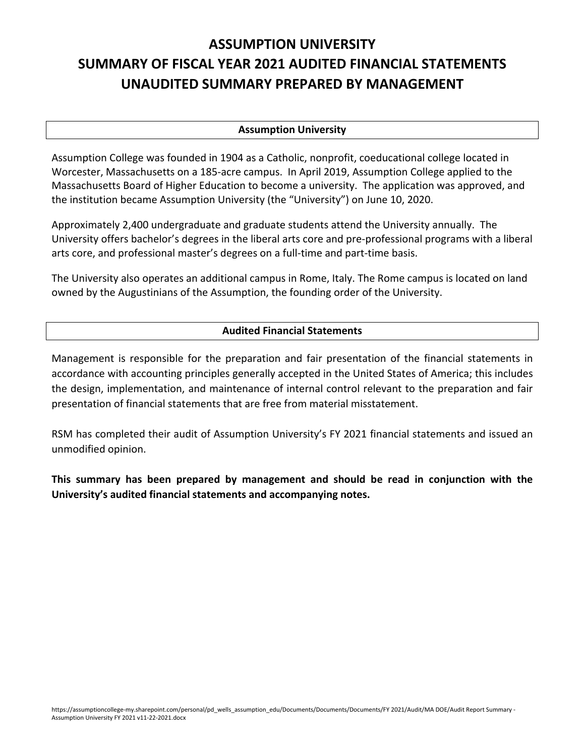# ASSUMPTION UNIVERSITY
# SUMMARY OF FISCAL YEAR 2021 AUDITED FINANCIAL STATEMENTS
# UNAUDITED SUMMARY PREPARED BY MANAGEMENT

## Assumption University

Assumption College was founded in 1904 as a Catholic, nonprofit, coeducational college located in Worcester, Massachusetts on a 185-acre campus. In April 2019, Assumption College applied to the Massachusetts Board of Higher Education to become a university. The application was approved, and the institution became Assumption University (the "University") on June 10, 2020.

Approximately 2,400 undergraduate and graduate students attend the University annually. The University offers bachelor's degrees in the liberal arts core and pre-professional programs with a liberal arts core, and professional master's degrees on a full-time and part-time basis.

The University also operates an additional campus in Rome, Italy. The Rome campus is located on land owned by the Augustinians of the Assumption, the founding order of the University.

## Audited Financial Statements

Management is responsible for the preparation and fair presentation of the financial statements in accordance with accounting principles generally accepted in the United States of America; this includes the design, implementation, and maintenance of internal control relevant to the preparation and fair presentation of financial statements that are free from material misstatement.

RSM has completed their audit of Assumption University's FY 2021 financial statements and issued an unmodified opinion.

**This summary has been prepared by management and should be read in conjunction with the University's audited financial statements and accompanying notes.**

https://assumptioncollege-my.sharepoint.com/personal/pd_wells_assumption_edu/Documents/Documents/Documents/FY 2021/Audit/MA DOE/Audit Report Summary - Assumption University FY 2021 v11-22-2021.docx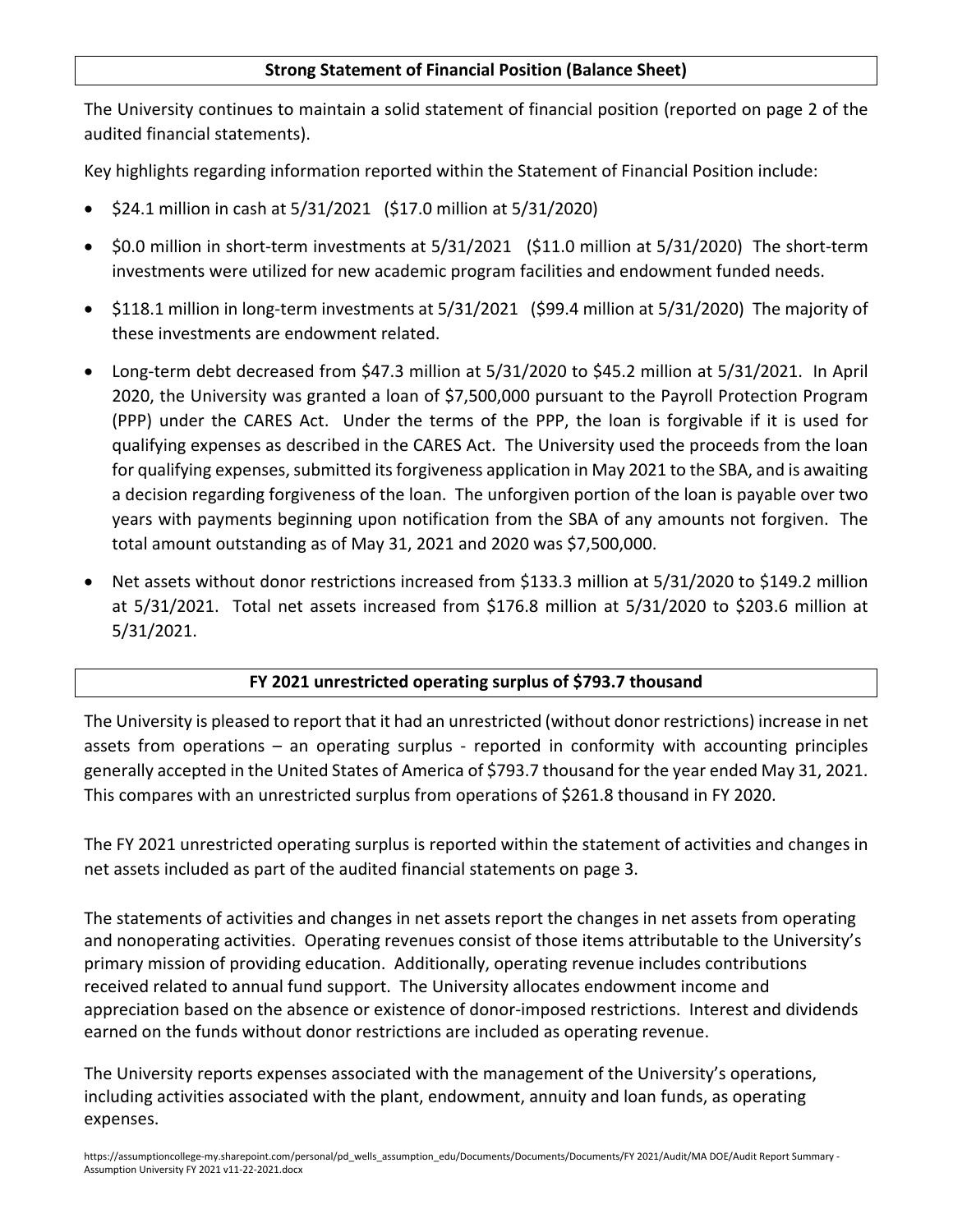## Strong Statement of Financial Position (Balance Sheet)

The University continues to maintain a solid statement of financial position (reported on page 2 of the audited financial statements).

Key highlights regarding information reported within the Statement of Financial Position include:

- $24.1 million in cash at 5/31/2021 ($17.0 million at 5/31/2020)
- $0.0 million in short-term investments at 5/31/2021 ($11.0 million at 5/31/2020) The short-term investments were utilized for new academic program facilities and endowment funded needs.
- $118.1 million in long-term investments at 5/31/2021 ($99.4 million at 5/31/2020) The majority of these investments are endowment related.
- Long-term debt decreased from $47.3 million at 5/31/2020 to $45.2 million at 5/31/2021. In April 2020, the University was granted a loan of $7,500,000 pursuant to the Payroll Protection Program (PPP) under the CARES Act. Under the terms of the PPP, the loan is forgivable if it is used for qualifying expenses as described in the CARES Act. The University used the proceeds from the loan for qualifying expenses, submitted its forgiveness application in May 2021 to the SBA, and is awaiting a decision regarding forgiveness of the loan. The unforgiven portion of the loan is payable over two years with payments beginning upon notification from the SBA of any amounts not forgiven. The total amount outstanding as of May 31, 2021 and 2020 was $7,500,000.
- Net assets without donor restrictions increased from $133.3 million at 5/31/2020 to $149.2 million at 5/31/2021. Total net assets increased from $176.8 million at 5/31/2020 to $203.6 million at 5/31/2021.

## FY 2021 unrestricted operating surplus of $793.7 thousand

The University is pleased to report that it had an unrestricted (without donor restrictions) increase in net assets from operations – an operating surplus - reported in conformity with accounting principles generally accepted in the United States of America of $793.7 thousand for the year ended May 31, 2021. This compares with an unrestricted surplus from operations of $261.8 thousand in FY 2020.

The FY 2021 unrestricted operating surplus is reported within the statement of activities and changes in net assets included as part of the audited financial statements on page 3.

The statements of activities and changes in net assets report the changes in net assets from operating and nonoperating activities. Operating revenues consist of those items attributable to the University's primary mission of providing education. Additionally, operating revenue includes contributions received related to annual fund support. The University allocates endowment income and appreciation based on the absence or existence of donor-imposed restrictions. Interest and dividends earned on the funds without donor restrictions are included as operating revenue.

The University reports expenses associated with the management of the University's operations, including activities associated with the plant, endowment, annuity and loan funds, as operating expenses.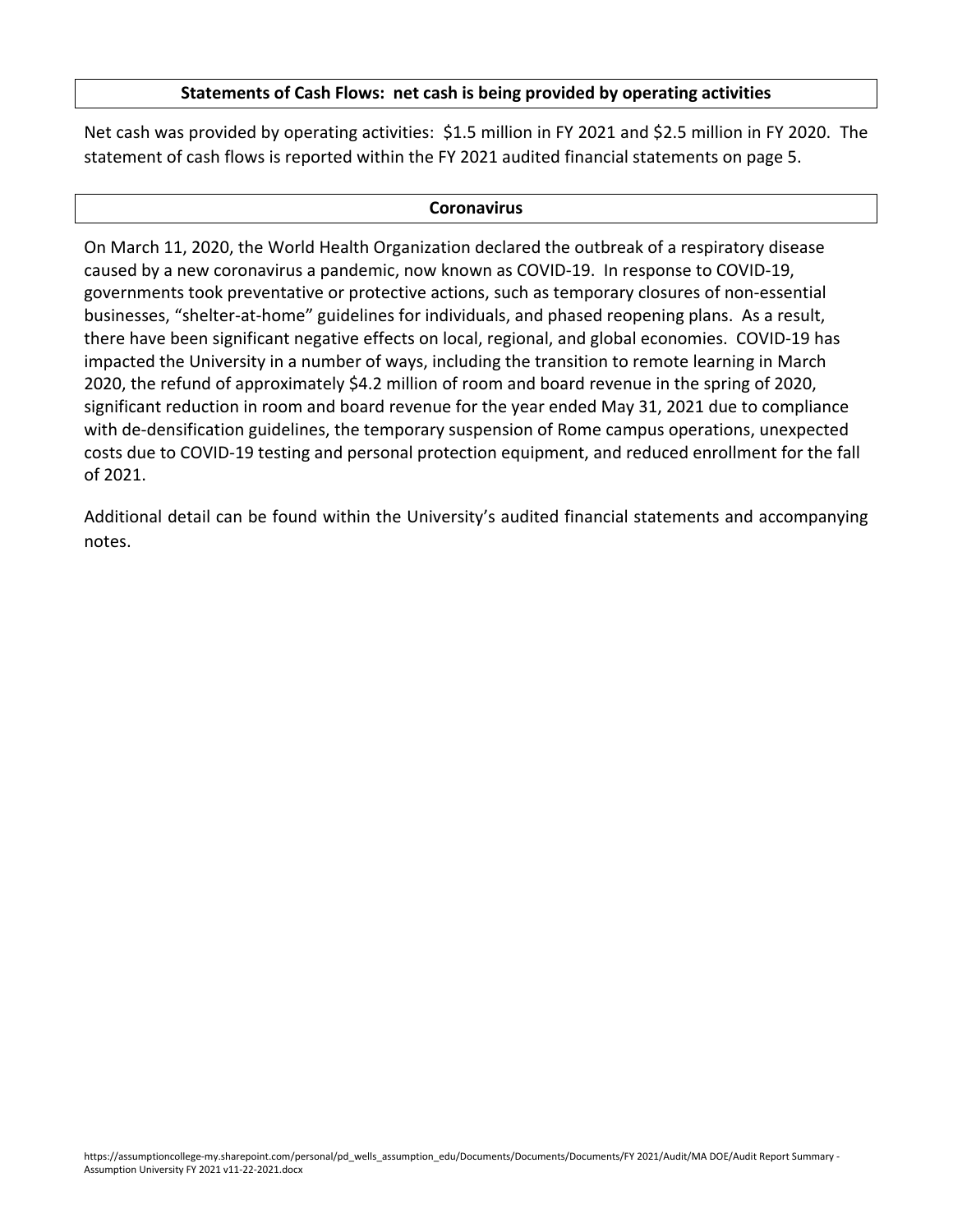## Statements of Cash Flows: net cash is being provided by operating activities

Net cash was provided by operating activities: $1.5 million in FY 2021 and $2.5 million in FY 2020. The statement of cash flows is reported within the FY 2021 audited financial statements on page 5.

## Coronavirus

On March 11, 2020, the World Health Organization declared the outbreak of a respiratory disease caused by a new coronavirus a pandemic, now known as COVID-19. In response to COVID-19, governments took preventative or protective actions, such as temporary closures of non-essential businesses, "shelter-at-home" guidelines for individuals, and phased reopening plans. As a result, there have been significant negative effects on local, regional, and global economies. COVID-19 has impacted the University in a number of ways, including the transition to remote learning in March 2020, the refund of approximately $4.2 million of room and board revenue in the spring of 2020, significant reduction in room and board revenue for the year ended May 31, 2021 due to compliance with de-densification guidelines, the temporary suspension of Rome campus operations, unexpected costs due to COVID-19 testing and personal protection equipment, and reduced enrollment for the fall of 2021.

Additional detail can be found within the University's audited financial statements and accompanying notes.